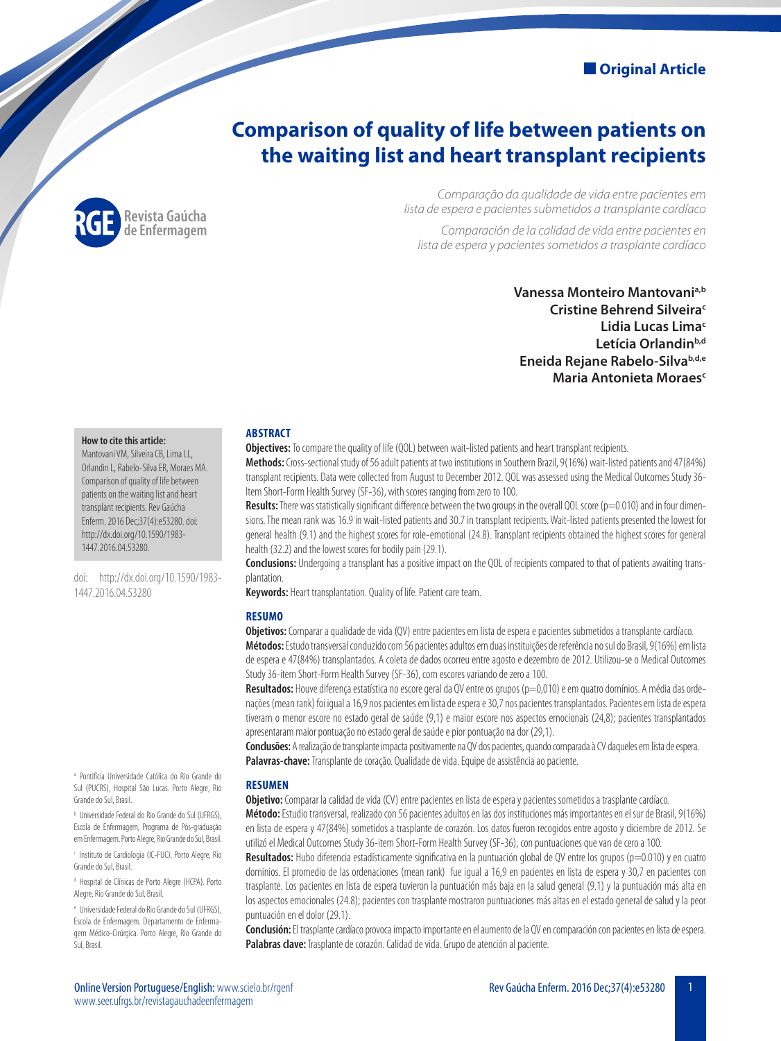**Original Article**

# Comparison of quality of life between patients on the waiting list and heart transplant recipients

*Comparação da qualidade de vida entre pacientes em lista de espera e pacientes submetidos a transplante cardíaco*

*Comparación de la calidad de vida entre pacientes en lista de espera y pacientes sometidos a trasplante cardíaco*

**Vanessa Monteiro Mantovani**[a,b]
**Cristine Behrend Silveira**[c]
**Lidia Lucas Lima**[c]
**Letícia Orlandin**[b,d]
**Eneida Rejane Rabelo-Silva**[b,d,e]
**Maria Antonieta Moraes**[c]

**How to cite this article:**
Mantovani VM, Silveira CB, Lima LL, Orlandin L, Rabelo-Silva ER, Moraes MA. Comparison of quality of life between patients on the waiting list and heart transplant recipients. Rev Gaúcha Enferm. 2016 Dec;37(4):e53280. doi: http://dx.doi.org/10.1590/1983-1447.2016.04.53280.

doi: http://dx.doi.org/10.1590/1983-1447.2016.04.53280

## ABSTRACT

**Objectives:** To compare the quality of life (QOL) between wait-listed patients and heart transplant recipients.

**Methods:** Cross-sectional study of 56 adult patients at two institutions in Southern Brazil, 9(16%) wait-listed patients and 47(84%) transplant recipients. Data were collected from August to December 2012. QOL was assessed using the Medical Outcomes Study 36-Item Short-Form Health Survey (SF-36), with scores ranging from zero to 100.

**Results:** There was statistically significant difference between the two groups in the overall QOL score (p=0.010) and in four dimensions. The mean rank was 16.9 in wait-listed patients and 30.7 in transplant recipients. Wait-listed patients presented the lowest for general health (9.1) and the highest scores for role-emotional (24.8). Transplant recipients obtained the highest scores for general health (32.2) and the lowest scores for bodily pain (29.1).

**Conclusions:** Undergoing a transplant has a positive impact on the QOL of recipients compared to that of patients awaiting transplantation.

**Keywords:** Heart transplantation. Quality of life. Patient care team.

## RESUMO

**Objetivos:** Comparar a qualidade de vida (QV) entre pacientes em lista de espera e pacientes submetidos a transplante cardíaco.

**Métodos:** Estudo transversal conduzido com 56 pacientes adultos em duas instituições de referência no sul do Brasil, 9(16%) em lista de espera e 47(84%) transplantados. A coleta de dados ocorreu entre agosto e dezembro de 2012. Utilizou-se o Medical Outcomes Study 36-item Short-Form Health Survey (SF-36), com escores variando de zero a 100.

**Resultados:** Houve diferença estatística no escore geral da QV entre os grupos (p=0,010) e em quatro domínios. A média das ordenações (mean rank) foi igual a 16,9 nos pacientes em lista de espera e 30,7 nos pacientes transplantados. Pacientes em lista de espera tiveram o menor escore no estado geral de saúde (9,1) e maior escore nos aspectos emocionais (24,8); pacientes transplantados apresentaram maior pontuação no estado geral de saúde e pior pontuação na dor (29,1).

**Conclusões:** A realização de transplante impacta positivamente na QV dos pacientes, quando comparada à CV daqueles em lista de espera.

**Palavras-chave:** Transplante de coração. Qualidade de vida. Equipe de assistência ao paciente.

## RESUMEN

**Objetivo:** Comparar la calidad de vida (CV) entre pacientes en lista de espera y pacientes sometidos a trasplante cardíaco.

**Método:** Estudio transversal, realizado con 56 pacientes adultos en las dos instituciones más importantes en el sur de Brasil, 9(16%) en lista de espera y 47(84%) sometidos a trasplante de corazón. Los datos fueron recogidos entre agosto y diciembre de 2012. Se utilizó el Medical Outcomes Study 36-item Short-Form Health Survey (SF-36), con puntuaciones que van de cero a 100.

**Resultados:** Hubo diferencia estadísticamente significativa en la puntuación global de QV entre los grupos (p=0.010) y en cuatro dominios. El promedio de las ordenaciones (mean rank) fue igual a 16,9 en pacientes en lista de espera y 30,7 en pacientes con trasplante. Los pacientes en lista de espera tuvieron la puntuación más baja en la salud general (9.1) y la puntuación más alta en los aspectos emocionales (24.8); pacientes con trasplante mostraron puntuaciones más altas en el estado general de salud y la peor puntuación en el dolor (29.1).

**Conclusión:** El trasplante cardíaco provoca impacto importante en el aumento de la QV en comparación con pacientes en lista de espera.

**Palabras clave:** Trasplante de corazón. Calidad de vida. Grupo de atención al paciente.

[a] Pontifícia Universidade Católica do Rio Grande do Sul (PUCRS), Hospital São Lucas. Porto Alegre, Rio Grande do Sul, Brasil.

[b] Universidade Federal do Rio Grande do Sul (UFRGS), Escola de Enfermagem, Programa de Pós-graduação em Enfermagem. Porto Alegre, Rio Grande do Sul, Brasil.

[c] Instituto de Cardiologia (IC-FUC). Porto Alegre, Rio Grande do Sul, Brasil.

[d] Hospital de Clínicas de Porto Alegre (HCPA). Porto Alegre, Rio Grande do Sul, Brasil.

[e] Universidade Federal do Rio Grande do Sul (UFRGS), Escola de Enfermagem. Departamento de Enfermagem Médico-Cirúrgica. Porto Alegre, Rio Grande do Sul, Brasil.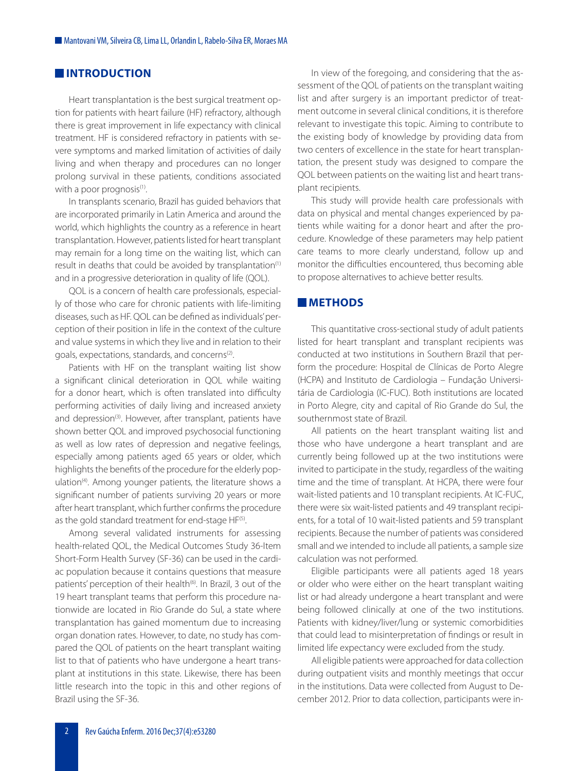## INTRODUCTION

Heart transplantation is the best surgical treatment option for patients with heart failure (HF) refractory, although there is great improvement in life expectancy with clinical treatment. HF is considered refractory in patients with severe symptoms and marked limitation of activities of daily living and when therapy and procedures can no longer prolong survival in these patients, conditions associated with a poor prognosis[1].

In transplants scenario, Brazil has guided behaviors that are incorporated primarily in Latin America and around the world, which highlights the country as a reference in heart transplantation. However, patients listed for heart transplant may remain for a long time on the waiting list, which can result in deaths that could be avoided by transplantation[1] and in a progressive deterioration in quality of life (QOL).

QOL is a concern of health care professionals, especially of those who care for chronic patients with life-limiting diseases, such as HF. QOL can be defined as individuals' perception of their position in life in the context of the culture and value systems in which they live and in relation to their goals, expectations, standards, and concerns[2].

Patients with HF on the transplant waiting list show a significant clinical deterioration in QOL while waiting for a donor heart, which is often translated into difficulty performing activities of daily living and increased anxiety and depression[3]. However, after transplant, patients have shown better QOL and improved psychosocial functioning as well as low rates of depression and negative feelings, especially among patients aged 65 years or older, which highlights the benefits of the procedure for the elderly population[4]. Among younger patients, the literature shows a significant number of patients surviving 20 years or more after heart transplant, which further confirms the procedure as the gold standard treatment for end-stage HF[5].

Among several validated instruments for assessing health-related QOL, the Medical Outcomes Study 36-Item Short-Form Health Survey (SF-36) can be used in the cardiac population because it contains questions that measure patients' perception of their health[6]. In Brazil, 3 out of the 19 heart transplant teams that perform this procedure nationwide are located in Rio Grande do Sul, a state where transplantation has gained momentum due to increasing organ donation rates. However, to date, no study has compared the QOL of patients on the heart transplant waiting list to that of patients who have undergone a heart transplant at institutions in this state. Likewise, there has been little research into the topic in this and other regions of Brazil using the SF-36.

In view of the foregoing, and considering that the assessment of the QOL of patients on the transplant waiting list and after surgery is an important predictor of treatment outcome in several clinical conditions, it is therefore relevant to investigate this topic. Aiming to contribute to the existing body of knowledge by providing data from two centers of excellence in the state for heart transplantation, the present study was designed to compare the QOL between patients on the waiting list and heart transplant recipients.

This study will provide health care professionals with data on physical and mental changes experienced by patients while waiting for a donor heart and after the procedure. Knowledge of these parameters may help patient care teams to more clearly understand, follow up and monitor the difficulties encountered, thus becoming able to propose alternatives to achieve better results.

## METHODS

This quantitative cross-sectional study of adult patients listed for heart transplant and transplant recipients was conducted at two institutions in Southern Brazil that perform the procedure: Hospital de Clínicas de Porto Alegre (HCPA) and Instituto de Cardiologia – Fundação Universitária de Cardiologia (IC-FUC). Both institutions are located in Porto Alegre, city and capital of Rio Grande do Sul, the southernmost state of Brazil.

All patients on the heart transplant waiting list and those who have undergone a heart transplant and are currently being followed up at the two institutions were invited to participate in the study, regardless of the waiting time and the time of transplant. At HCPA, there were four wait-listed patients and 10 transplant recipients. At IC-FUC, there were six wait-listed patients and 49 transplant recipients, for a total of 10 wait-listed patients and 59 transplant recipients. Because the number of patients was considered small and we intended to include all patients, a sample size calculation was not performed.

Eligible participants were all patients aged 18 years or older who were either on the heart transplant waiting list or had already undergone a heart transplant and were being followed clinically at one of the two institutions. Patients with kidney/liver/lung or systemic comorbidities that could lead to misinterpretation of findings or result in limited life expectancy were excluded from the study.

All eligible patients were approached for data collection during outpatient visits and monthly meetings that occur in the institutions. Data were collected from August to December 2012. Prior to data collection, participants were in-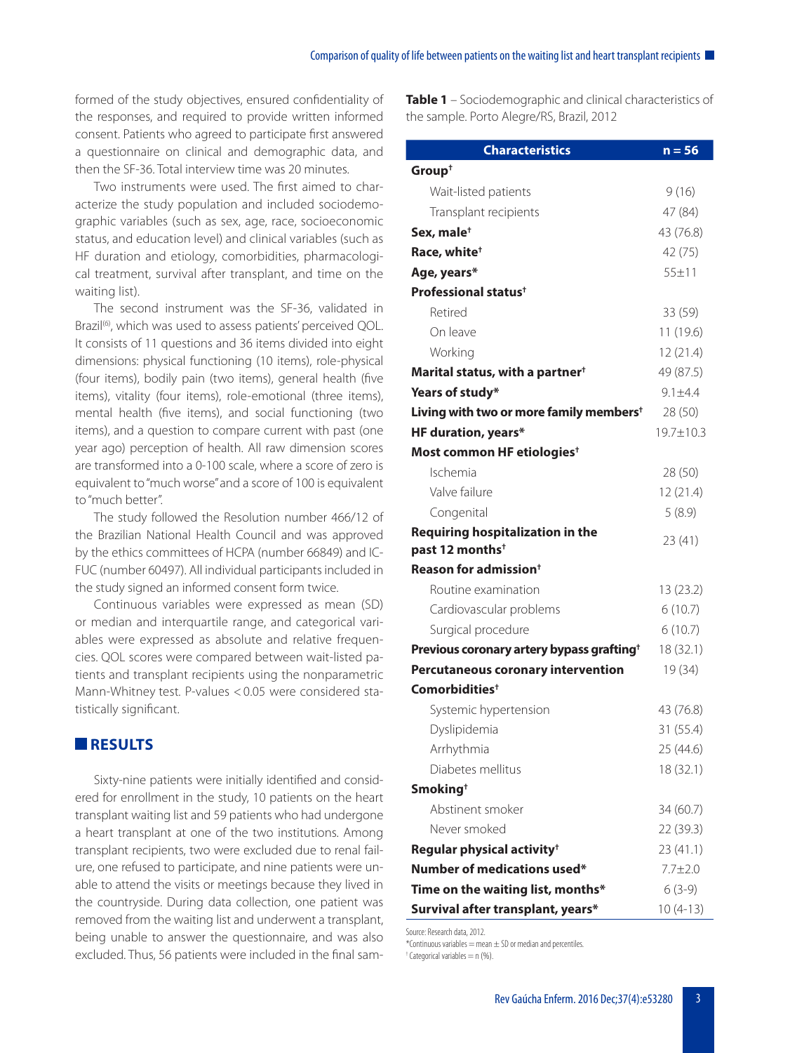formed of the study objectives, ensured confidentiality of the responses, and required to provide written informed consent. Patients who agreed to participate first answered a questionnaire on clinical and demographic data, and then the SF-36. Total interview time was 20 minutes.

Two instruments were used. The first aimed to characterize the study population and included sociodemographic variables (such as sex, age, race, socioeconomic status, and education level) and clinical variables (such as HF duration and etiology, comorbidities, pharmacological treatment, survival after transplant, and time on the waiting list).

The second instrument was the SF-36, validated in Brazil[6], which was used to assess patients' perceived QOL. It consists of 11 questions and 36 items divided into eight dimensions: physical functioning (10 items), role-physical (four items), bodily pain (two items), general health (five items), vitality (four items), role-emotional (three items), mental health (five items), and social functioning (two items), and a question to compare current with past (one year ago) perception of health. All raw dimension scores are transformed into a 0-100 scale, where a score of zero is equivalent to "much worse" and a score of 100 is equivalent to "much better".

The study followed the Resolution number 466/12 of the Brazilian National Health Council and was approved by the ethics committees of HCPA (number 66849) and IC-FUC (number 60497). All individual participants included in the study signed an informed consent form twice.

Continuous variables were expressed as mean (SD) or median and interquartile range, and categorical variables were expressed as absolute and relative frequencies. QOL scores were compared between wait-listed patients and transplant recipients using the nonparametric Mann-Whitney test. P-values $< 0.05$ were considered statistically significant.

## RESULTS

Sixty-nine patients were initially identified and considered for enrollment in the study, 10 patients on the heart transplant waiting list and 59 patients who had undergone a heart transplant at one of the two institutions. Among transplant recipients, two were excluded due to renal failure, one refused to participate, and nine patients were unable to attend the visits or meetings because they lived in the countryside. During data collection, one patient was removed from the waiting list and underwent a transplant, being unable to answer the questionnaire, and was also excluded. Thus, 56 patients were included in the final sam-

**Table 1** – Sociodemographic and clinical characteristics of the sample. Porto Alegre/RS, Brazil, 2012

| Characteristics | n = 56 |
|---|---|
| **Group†** | |
| Wait-listed patients | 9 (16) |
| Transplant recipients | 47 (84) |
| **Sex, male†** | 43 (76.8) |
| **Race, white†** | 42 (75) |
| **Age, years*** | 55±11 |
| **Professional status†** | |
| Retired | 33 (59) |
| On leave | 11 (19.6) |
| Working | 12 (21.4) |
| **Marital status, with a partner†** | 49 (87.5) |
| **Years of study*** | 9.1±4.4 |
| **Living with two or more family members†** | 28 (50) |
| **HF duration, years*** | 19.7±10.3 |
| **Most common HF etiologies†** | |
| Ischemia | 28 (50) |
| Valve failure | 12 (21.4) |
| Congenital | 5 (8.9) |
| **Requiring hospitalization in the past 12 months†** | 23 (41) |
| **Reason for admission†** | |
| Routine examination | 13 (23.2) |
| Cardiovascular problems | 6 (10.7) |
| Surgical procedure | 6 (10.7) |
| **Previous coronary artery bypass grafting†** | 18 (32.1) |
| **Percutaneous coronary intervention** | 19 (34) |
| **Comorbidities†** | |
| Systemic hypertension | 43 (76.8) |
| Dyslipidemia | 31 (55.4) |
| Arrhythmia | 25 (44.6) |
| Diabetes mellitus | 18 (32.1) |
| **Smoking†** | |
| Abstinent smoker | 34 (60.7) |
| Never smoked | 22 (39.3) |
| **Regular physical activity†** | 23 (41.1) |
| **Number of medications used*** | 7.7±2.0 |
| **Time on the waiting list, months*** | 6 (3-9) |
| **Survival after transplant, years*** | 10 (4-13) |

Source: Research data, 2012.
*Continuous variables = mean ± SD or median and percentiles.
† Categorical variables = n (%).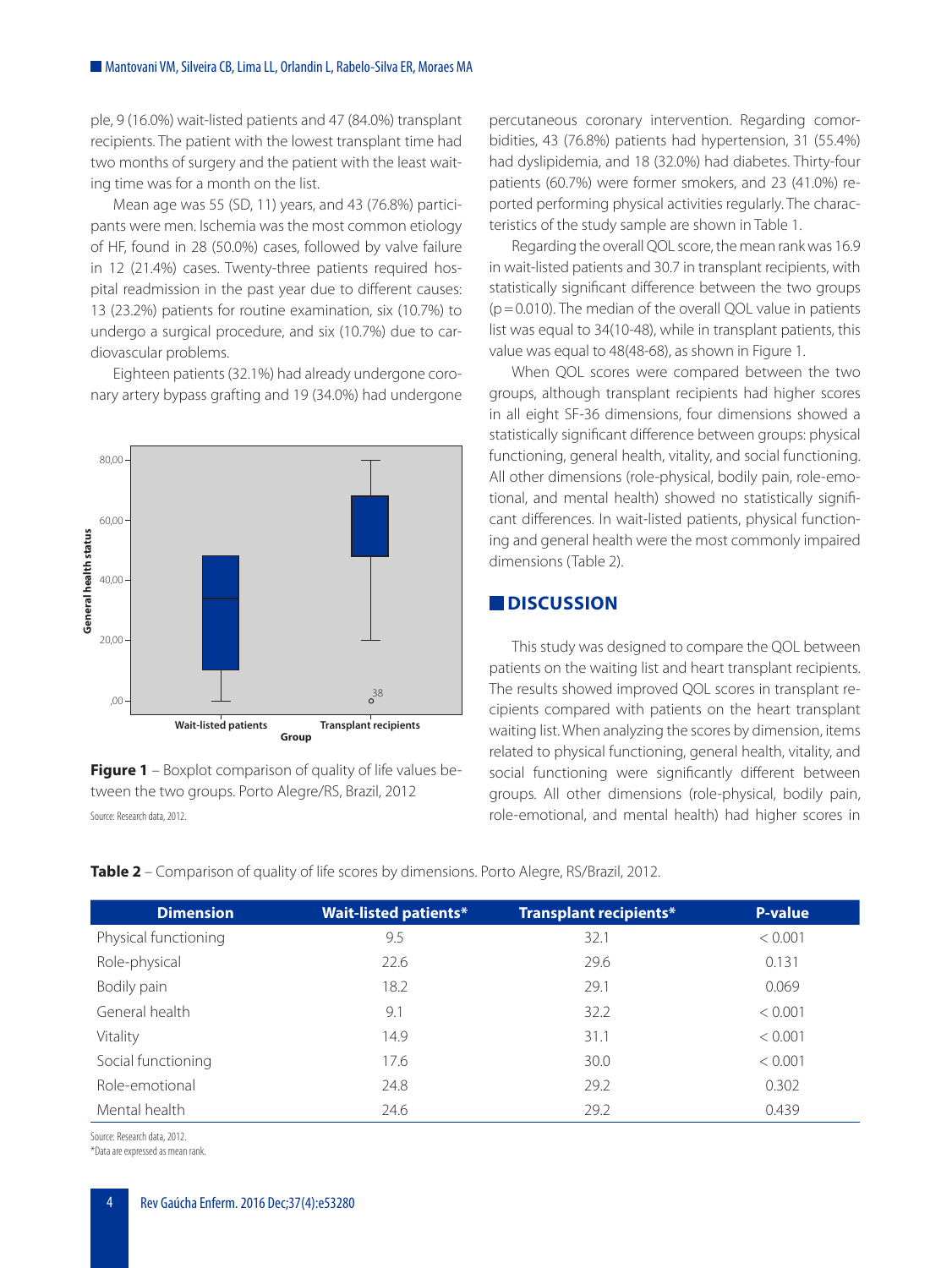ple, 9 (16.0%) wait-listed patients and 47 (84.0%) transplant recipients. The patient with the lowest transplant time had two months of surgery and the patient with the least waiting time was for a month on the list.

Mean age was 55 (SD, 11) years, and 43 (76.8%) participants were men. Ischemia was the most common etiology of HF, found in 28 (50.0%) cases, followed by valve failure in 12 (21.4%) cases. Twenty-three patients required hospital readmission in the past year due to different causes: 13 (23.2%) patients for routine examination, six (10.7%) to undergo a surgical procedure, and six (10.7%) due to cardiovascular problems.

Eighteen patients (32.1%) had already undergone coronary artery bypass grafting and 19 (34.0%) had undergone percutaneous coronary intervention. Regarding comorbidities, 43 (76.8%) patients had hypertension, 31 (55.4%) had dyslipidemia, and 18 (32.0%) had diabetes. Thirty-four patients (60.7%) were former smokers, and 23 (41.0%) reported performing physical activities regularly. The characteristics of the study sample are shown in Table 1.

Regarding the overall QOL score, the mean rank was 16.9 in wait-listed patients and 30.7 in transplant recipients, with statistically significant difference between the two groups (p=0.010). The median of the overall QOL value in patients list was equal to 34(10-48), while in transplant patients, this value was equal to 48(48-68), as shown in Figure 1.

When QOL scores were compared between the two groups, although transplant recipients had higher scores in all eight SF-36 dimensions, four dimensions showed a statistically significant difference between groups: physical functioning, general health, vitality, and social functioning. All other dimensions (role-physical, bodily pain, role-emotional, and mental health) showed no statistically significant differences. In wait-listed patients, physical functioning and general health were the most commonly impaired dimensions (Table 2).

**Figure 1** – Boxplot comparison of quality of life values between the two groups. Porto Alegre/RS, Brazil, 2012

Source: Research data, 2012.

## DISCUSSION

This study was designed to compare the QOL between patients on the waiting list and heart transplant recipients. The results showed improved QOL scores in transplant recipients compared with patients on the heart transplant waiting list. When analyzing the scores by dimension, items related to physical functioning, general health, vitality, and social functioning were significantly different between groups. All other dimensions (role-physical, bodily pain, role-emotional, and mental health) had higher scores in

**Table 2** – Comparison of quality of life scores by dimensions. Porto Alegre, RS/Brazil, 2012.

| Dimension | Wait-listed patients* | Transplant recipients* | P-value |
|---|---|---|---|
| Physical functioning | 9.5 | 32.1 | < 0.001 |
| Role-physical | 22.6 | 29.6 | 0.131 |
| Bodily pain | 18.2 | 29.1 | 0.069 |
| General health | 9.1 | 32.2 | < 0.001 |
| Vitality | 14.9 | 31.1 | < 0.001 |
| Social functioning | 17.6 | 30.0 | < 0.001 |
| Role-emotional | 24.8 | 29.2 | 0.302 |
| Mental health | 24.6 | 29.2 | 0.439 |

Source: Research data, 2012.
*Data are expressed as mean rank.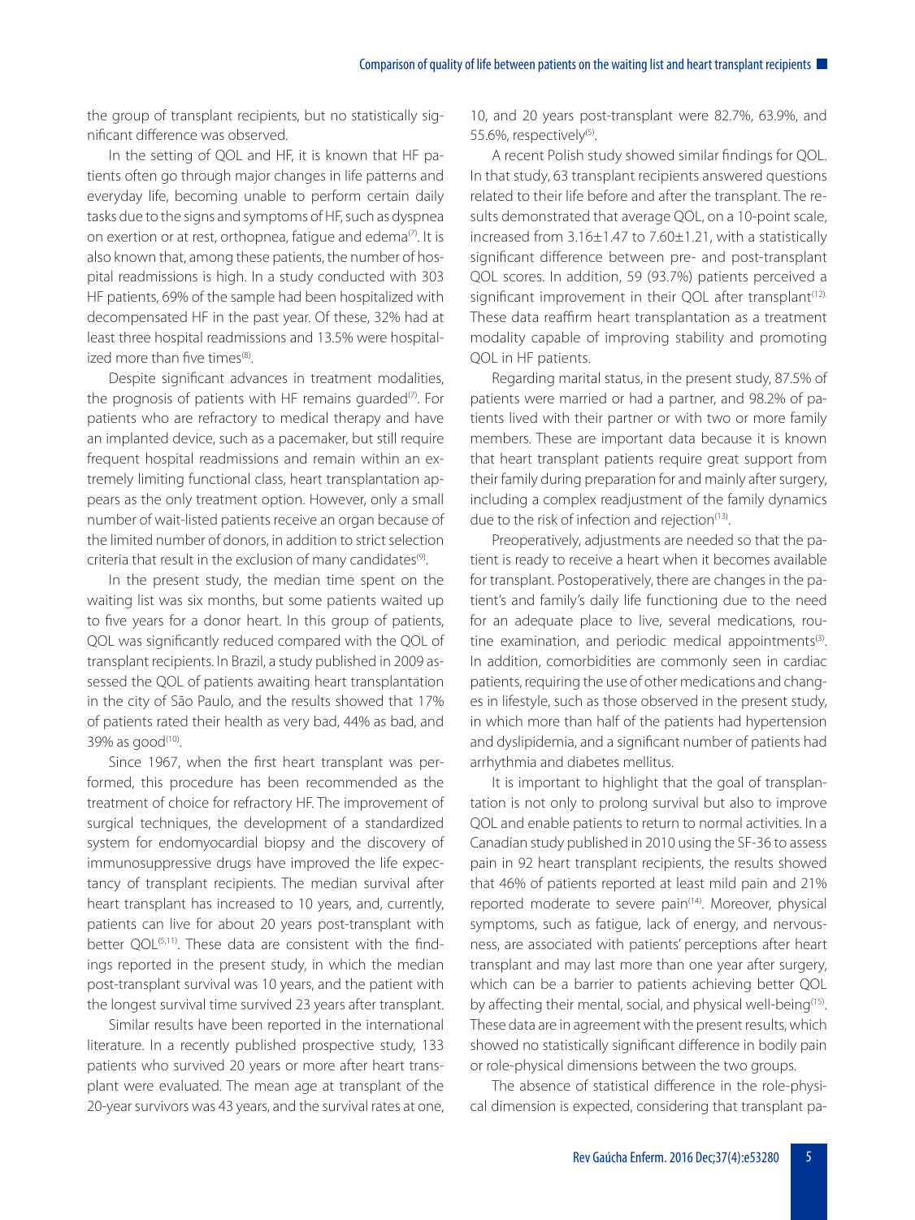the group of transplant recipients, but no statistically significant difference was observed.

In the setting of QOL and HF, it is known that HF patients often go through major changes in life patterns and everyday life, becoming unable to perform certain daily tasks due to the signs and symptoms of HF, such as dyspnea on exertion or at rest, orthopnea, fatigue and edema[7]. It is also known that, among these patients, the number of hospital readmissions is high. In a study conducted with 303 HF patients, 69% of the sample had been hospitalized with decompensated HF in the past year. Of these, 32% had at least three hospital readmissions and 13.5% were hospitalized more than five times[8].

Despite significant advances in treatment modalities, the prognosis of patients with HF remains guarded[7]. For patients who are refractory to medical therapy and have an implanted device, such as a pacemaker, but still require frequent hospital readmissions and remain within an extremely limiting functional class, heart transplantation appears as the only treatment option. However, only a small number of wait-listed patients receive an organ because of the limited number of donors, in addition to strict selection criteria that result in the exclusion of many candidates[9].

In the present study, the median time spent on the waiting list was six months, but some patients waited up to five years for a donor heart. In this group of patients, QOL was significantly reduced compared with the QOL of transplant recipients. In Brazil, a study published in 2009 assessed the QOL of patients awaiting heart transplantation in the city of São Paulo, and the results showed that 17% of patients rated their health as very bad, 44% as bad, and 39% as good[10].

Since 1967, when the first heart transplant was performed, this procedure has been recommended as the treatment of choice for refractory HF. The improvement of surgical techniques, the development of a standardized system for endomyocardial biopsy and the discovery of immunosuppressive drugs have improved the life expectancy of transplant recipients. The median survival after heart transplant has increased to 10 years, and, currently, patients can live for about 20 years post-transplant with better QOL[5,11]. These data are consistent with the findings reported in the present study, in which the median post-transplant survival was 10 years, and the patient with the longest survival time survived 23 years after transplant.

Similar results have been reported in the international literature. In a recently published prospective study, 133 patients who survived 20 years or more after heart transplant were evaluated. The mean age at transplant of the 20-year survivors was 43 years, and the survival rates at one, 10, and 20 years post-transplant were 82.7%, 63.9%, and 55.6%, respectively[5].

A recent Polish study showed similar findings for QOL. In that study, 63 transplant recipients answered questions related to their life before and after the transplant. The results demonstrated that average QOL, on a 10-point scale, increased from 3.16±1.47 to 7.60±1.21, with a statistically significant difference between pre- and post-transplant QOL scores. In addition, 59 (93.7%) patients perceived a significant improvement in their QOL after transplant[12]. These data reaffirm heart transplantation as a treatment modality capable of improving stability and promoting QOL in HF patients.

Regarding marital status, in the present study, 87.5% of patients were married or had a partner, and 98.2% of patients lived with their partner or with two or more family members. These are important data because it is known that heart transplant patients require great support from their family during preparation for and mainly after surgery, including a complex readjustment of the family dynamics due to the risk of infection and rejection[13].

Preoperatively, adjustments are needed so that the patient is ready to receive a heart when it becomes available for transplant. Postoperatively, there are changes in the patient's and family's daily life functioning due to the need for an adequate place to live, several medications, routine examination, and periodic medical appointments[3]. In addition, comorbidities are commonly seen in cardiac patients, requiring the use of other medications and changes in lifestyle, such as those observed in the present study, in which more than half of the patients had hypertension and dyslipidemia, and a significant number of patients had arrhythmia and diabetes mellitus.

It is important to highlight that the goal of transplantation is not only to prolong survival but also to improve QOL and enable patients to return to normal activities. In a Canadian study published in 2010 using the SF-36 to assess pain in 92 heart transplant recipients, the results showed that 46% of patients reported at least mild pain and 21% reported moderate to severe pain[14]. Moreover, physical symptoms, such as fatigue, lack of energy, and nervousness, are associated with patients' perceptions after heart transplant and may last more than one year after surgery, which can be a barrier to patients achieving better QOL by affecting their mental, social, and physical well-being[15]. These data are in agreement with the present results, which showed no statistically significant difference in bodily pain or role-physical dimensions between the two groups.

The absence of statistical difference in the role-physical dimension is expected, considering that transplant pa-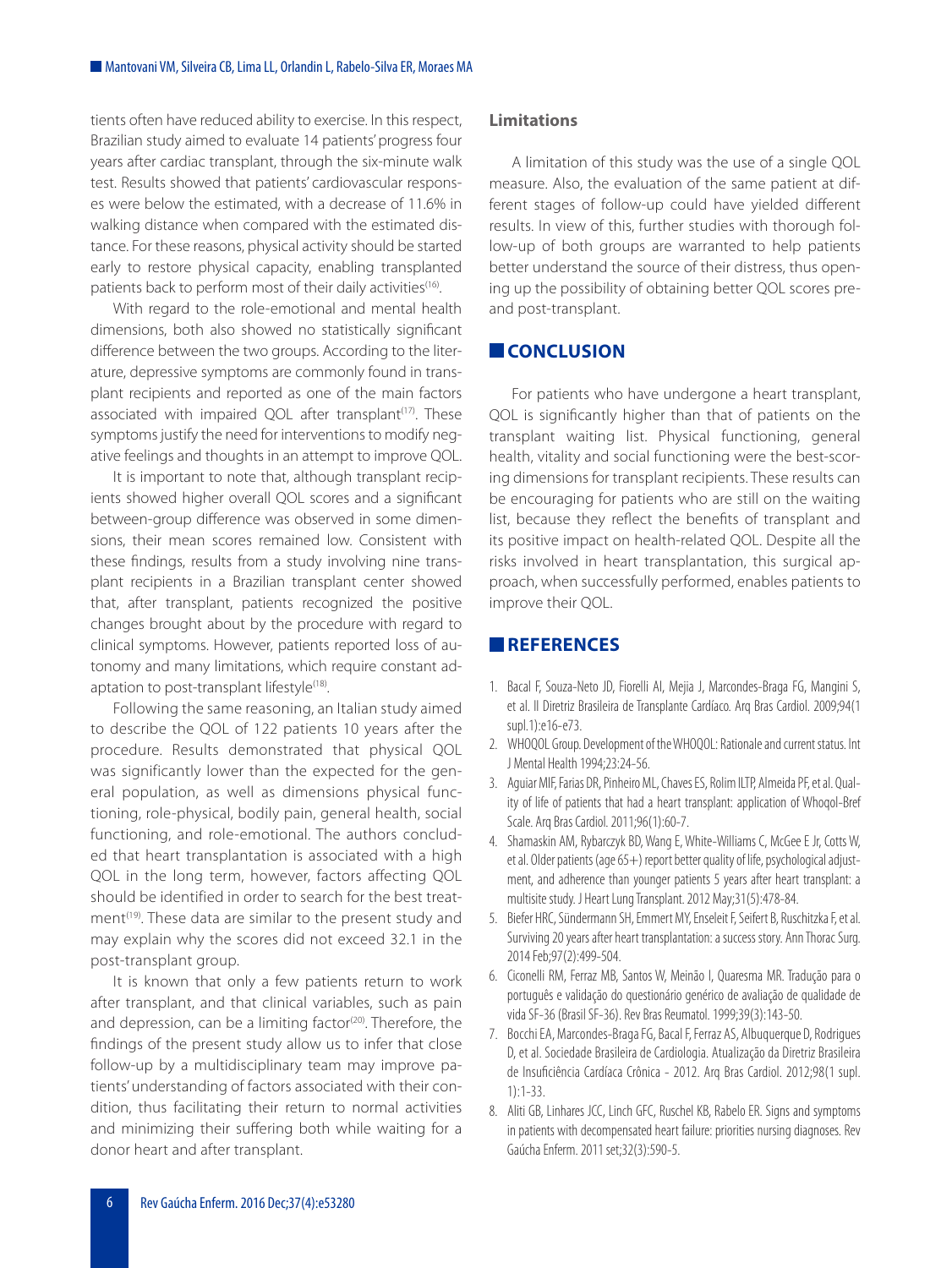tients often have reduced ability to exercise. In this respect, Brazilian study aimed to evaluate 14 patients' progress four years after cardiac transplant, through the six-minute walk test. Results showed that patients' cardiovascular responses were below the estimated, with a decrease of 11.6% in walking distance when compared with the estimated distance. For these reasons, physical activity should be started early to restore physical capacity, enabling transplanted patients back to perform most of their daily activities[16].

With regard to the role-emotional and mental health dimensions, both also showed no statistically significant difference between the two groups. According to the literature, depressive symptoms are commonly found in transplant recipients and reported as one of the main factors associated with impaired QOL after transplant[17]. These symptoms justify the need for interventions to modify negative feelings and thoughts in an attempt to improve QOL.

It is important to note that, although transplant recipients showed higher overall QOL scores and a significant between-group difference was observed in some dimensions, their mean scores remained low. Consistent with these findings, results from a study involving nine transplant recipients in a Brazilian transplant center showed that, after transplant, patients recognized the positive changes brought about by the procedure with regard to clinical symptoms. However, patients reported loss of autonomy and many limitations, which require constant adaptation to post-transplant lifestyle[18].

Following the same reasoning, an Italian study aimed to describe the QOL of 122 patients 10 years after the procedure. Results demonstrated that physical QOL was significantly lower than the expected for the general population, as well as dimensions physical functioning, role-physical, bodily pain, general health, social functioning, and role-emotional. The authors concluded that heart transplantation is associated with a high QOL in the long term, however, factors affecting QOL should be identified in order to search for the best treatment[19]. These data are similar to the present study and may explain why the scores did not exceed 32.1 in the post-transplant group.

It is known that only a few patients return to work after transplant, and that clinical variables, such as pain and depression, can be a limiting factor[20]. Therefore, the findings of the present study allow us to infer that close follow-up by a multidisciplinary team may improve patients' understanding of factors associated with their condition, thus facilitating their return to normal activities and minimizing their suffering both while waiting for a donor heart and after transplant.

### Limitations

A limitation of this study was the use of a single QOL measure. Also, the evaluation of the same patient at different stages of follow-up could have yielded different results. In view of this, further studies with thorough follow-up of both groups are warranted to help patients better understand the source of their distress, thus opening up the possibility of obtaining better QOL scores pre- and post-transplant.

## CONCLUSION

For patients who have undergone a heart transplant, QOL is significantly higher than that of patients on the transplant waiting list. Physical functioning, general health, vitality and social functioning were the best-scoring dimensions for transplant recipients. These results can be encouraging for patients who are still on the waiting list, because they reflect the benefits of transplant and its positive impact on health-related QOL. Despite all the risks involved in heart transplantation, this surgical approach, when successfully performed, enables patients to improve their QOL.

## REFERENCES

1. Bacal F, Souza-Neto JD, Fiorelli AI, Mejia J, Marcondes-Braga FG, Mangini S, et al. II Diretriz Brasileira de Transplante Cardíaco. Arq Bras Cardiol. 2009;94(1 supl.1):e16-e73.
2. WHOQOL Group. Development of the WHOQOL: Rationale and current status. Int J Mental Health 1994;23:24-56.
3. Aguiar MIF, Farias DR, Pinheiro ML, Chaves ES, Rolim ILTP, Almeida PF, et al. Quality of life of patients that had a heart transplant: application of Whoqol-Bref Scale. Arq Bras Cardiol. 2011;96(1):60-7.
4. Shamaskin AM, Rybarczyk BD, Wang E, White-Williams C, McGee E Jr, Cotts W, et al. Older patients (age 65+) report better quality of life, psychological adjustment, and adherence than younger patients 5 years after heart transplant: a multisite study. J Heart Lung Transplant. 2012 May;31(5):478-84.
5. Biefer HRC, Sündermann SH, Emmert MY, Enseleit F, Seifert B, Ruschitzka F, et al. Surviving 20 years after heart transplantation: a success story. Ann Thorac Surg. 2014 Feb;97(2):499-504.
6. Ciconelli RM, Ferraz MB, Santos W, Meinão I, Quaresma MR. Tradução para o português e validação do questionário genérico de avaliação de qualidade de vida SF-36 (Brasil SF-36). Rev Bras Reumatol. 1999;39(3):143-50.
7. Bocchi EA, Marcondes-Braga FG, Bacal F, Ferraz AS, Albuquerque D, Rodrigues D, et al. Sociedade Brasileira de Cardiologia. Atualização da Diretriz Brasileira de Insuficiência Cardíaca Crônica - 2012. Arq Bras Cardiol. 2012;98(1 supl. 1):1-33.
8. Aliti GB, Linhares JCC, Linch GFC, Ruschel KB, Rabelo ER. Signs and symptoms in patients with decompensated heart failure: priorities nursing diagnoses. Rev Gaúcha Enferm. 2011 set;32(3):590-5.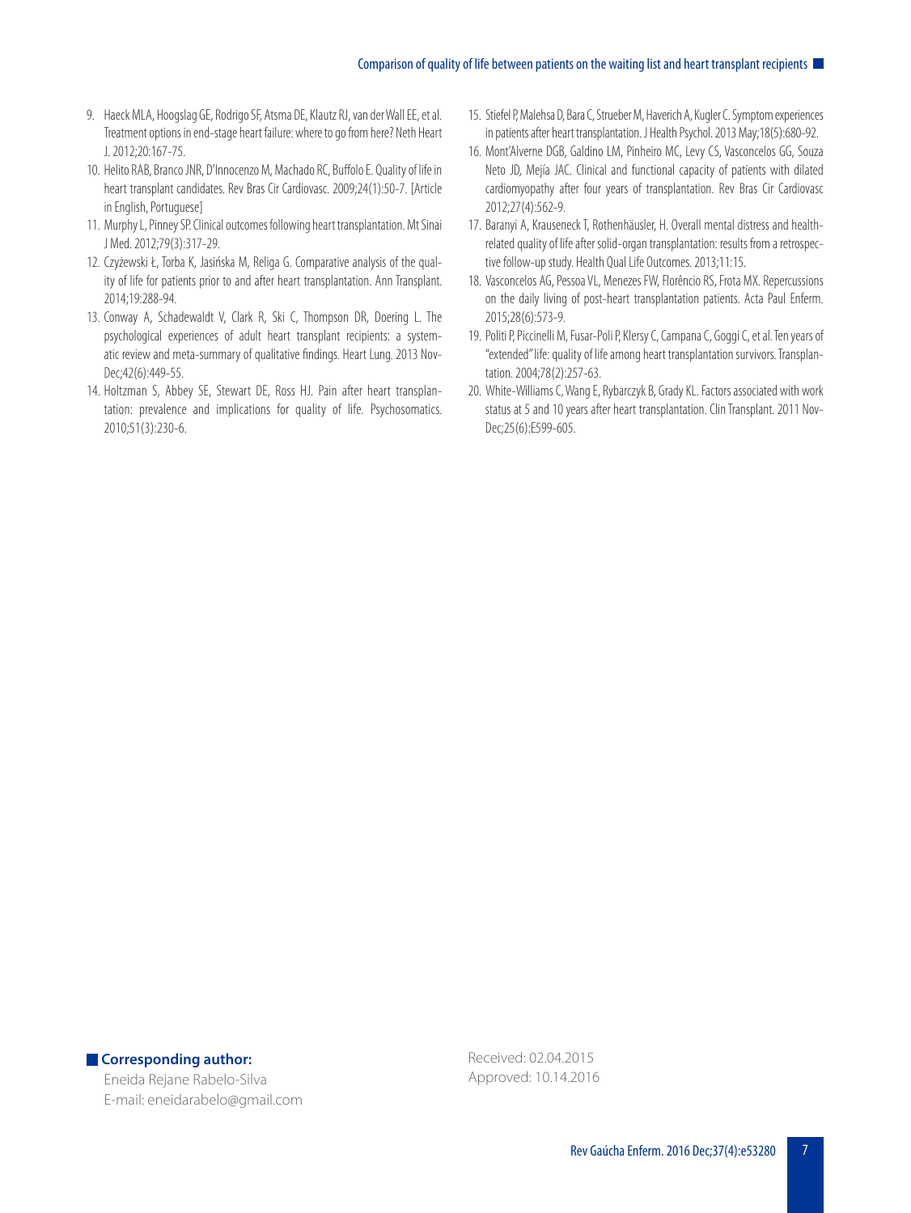9. Haeck MLA, Hoogslag GE, Rodrigo SF, Atsma DE, Klautz RJ, van der Wall EE, et al. Treatment options in end-stage heart failure: where to go from here? Neth Heart J. 2012;20:167-75.
10. Helito RAB, Branco JNR, D'Innocenzo M, Machado RC, Buffolo E. Quality of life in heart transplant candidates. Rev Bras Cir Cardiovasc. 2009;24(1):50-7. [Article in English, Portuguese]
11. Murphy L, Pinney SP. Clinical outcomes following heart transplantation. Mt Sinai J Med. 2012;79(3):317-29.
12. Czyżewski Ł, Torba K, Jasińska M, Religa G. Comparative analysis of the quality of life for patients prior to and after heart transplantation. Ann Transplant. 2014;19:288-94.
13. Conway A, Schadewaldt V, Clark R, Ski C, Thompson DR, Doering L. The psychological experiences of adult heart transplant recipients: a systematic review and meta-summary of qualitative findings. Heart Lung. 2013 Nov-Dec;42(6):449-55.
14. Holtzman S, Abbey SE, Stewart DE, Ross HJ. Pain after heart transplantation: prevalence and implications for quality of life. Psychosomatics. 2010;51(3):230-6.
15. Stiefel P, Malehsa D, Bara C, Strueber M, Haverich A, Kugler C. Symptom experiences in patients after heart transplantation. J Health Psychol. 2013 May;18(5):680-92.
16. Mont'Alverne DGB, Galdino LM, Pinheiro MC, Levy CS, Vasconcelos GG, Souza Neto JD, Mejía JAC. Clinical and functional capacity of patients with dilated cardiomyopathy after four years of transplantation. Rev Bras Cir Cardiovasc 2012;27(4):562-9.
17. Baranyi A, Krauseneck T, Rothenhäusler, H. Overall mental distress and health-related quality of life after solid-organ transplantation: results from a retrospective follow-up study. Health Qual Life Outcomes. 2013;11:15.
18. Vasconcelos AG, Pessoa VL, Menezes FW, Florêncio RS, Frota MX. Repercussions on the daily living of post-heart transplantation patients. Acta Paul Enferm. 2015;28(6):573-9.
19. Politi P, Piccinelli M, Fusar-Poli P, Klersy C, Campana C, Goggi C, et al. Ten years of "extended" life: quality of life among heart transplantation survivors. Transplantation. 2004;78(2):257-63.
20. White-Williams C, Wang E, Rybarczyk B, Grady KL. Factors associated with work status at 5 and 10 years after heart transplantation. Clin Transplant. 2011 Nov-Dec;25(6):E599-605.

**Corresponding author:**
Eneida Rejane Rabelo-Silva
E-mail: eneidarabelo@gmail.com

Received: 02.04.2015
Approved: 10.14.2016